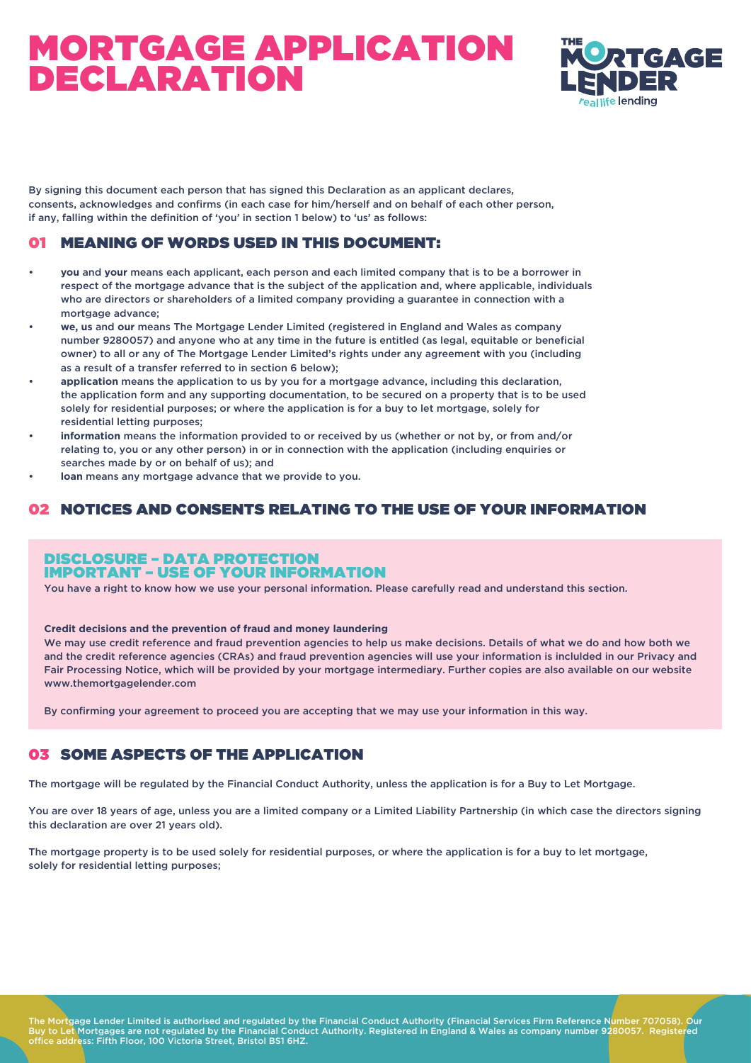# MORTGAGE APPLICATION DECLARATION

By signing this document each person that has signed this Declaration as an applicant declares, consents, acknowledges and confirms (in each case for him/herself and on behalf of each other person, if any, falling within the definition of 'you' in section 1 below) to 'us' as follows:

## 01 MEANING OF WORDS USED IN THIS DOCUMENT:

- **you** and **your** means each applicant, each person and each limited company that is to be a borrower in respect of the mortgage advance that is the subject of the application and, where applicable, individuals who are directors or shareholders of a limited company providing a guarantee in connection with a mortgage advance;
- **we, us** and **our** means The Mortgage Lender Limited (registered in England and Wales as company number 9280057) and anyone who at any time in the future is entitled (as legal, equitable or beneficial owner) to all or any of The Mortgage Lender Limited's rights under any agreement with you (including as a result of a transfer referred to in section 6 below);
- **application** means the application to us by you for a mortgage advance, including this declaration, the application form and any supporting documentation, to be secured on a property that is to be used solely for residential purposes; or where the application is for a buy to let mortgage, solely for residential letting purposes;
- **information** means the information provided to or received by us (whether or not by, or from and/or relating to, you or any other person) in or in connection with the application (including enquiries or searches made by or on behalf of us); and
- **loan** means any mortgage advance that we provide to you.

## 02 NOTICES AND CONSENTS RELATING TO THE USE OF YOUR INFORMATION

### DISCLOSURE – DATA PROTECTION IMPORTANT – USE OF YOUR INFORMATION

**You have a right to know how we use your personal information. Please carefully read and understand this section.**

**Credit decisions and the prevention of fraud and money laundering**

We may use credit reference and fraud prevention agencies to help us make decisions. Details of what we do and how both we and the credit reference agencies (CRAs) and fraud prevention agencies will use your information is inclulded in our Privacy and Fair Processing Notice, which will be provided by your mortgage intermediary. Further copies are also available on our website www.themortgagelender.com

By confirming your agreement to proceed you are accepting that we may use your information in this way.

## 03 SOME ASPECTS OF THE APPLICATION

The mortgage will be regulated by the Financial Conduct Authority, unless the application is for a Buy to Let Mortgage.

You are over 18 years of age, unless you are a limited company or a Limited Liability Partnership (in which case the directors signing this declaration are over 21 years old).

The mortgage property is to be used solely for residential purposes, or where the application is for a buy to let mortgage, solely for residential letting purposes;

The Mortgage Lender Limited is authorised and regulated by the Financial Conduct Authority (Financial Services Firm Reference Number 707058). Our Buy to Let Mortgages are not regulated by the Financial Conduct Authority. Registered in England & Wales as company number 9280057. Registered office address: Fifth Floor, 100 Victoria Street, Bristol BS1 6HZ.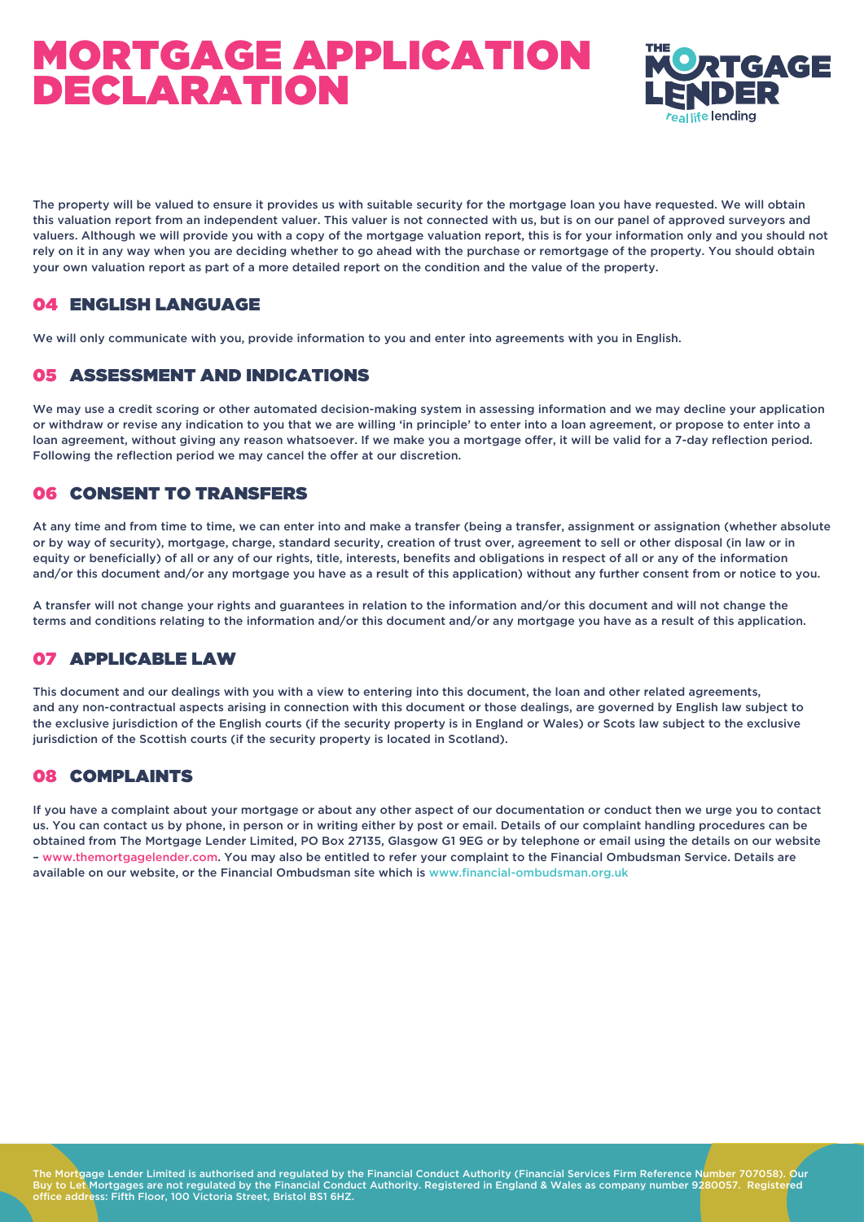# MORTGAGE APPLICATION DECLARATION

The property will be valued to ensure it provides us with suitable security for the mortgage loan you have requested. We will obtain this valuation report from an independent valuer. This valuer is not connected with us, but is on our panel of approved surveyors and valuers. Although we will provide you with a copy of the mortgage valuation report, this is for your information only and you should not rely on it in any way when you are deciding whether to go ahead with the purchase or remortgage of the property. You should obtain your own valuation report as part of a more detailed report on the condition and the value of the property.

## 04 ENGLISH LANGUAGE

We will only communicate with you, provide information to you and enter into agreements with you in English.

## 05 ASSESSMENT AND INDICATIONS

We may use a credit scoring or other automated decision-making system in assessing information and we may decline your application or withdraw or revise any indication to you that we are willing 'in principle' to enter into a loan agreement, or propose to enter into a loan agreement, without giving any reason whatsoever. If we make you a mortgage offer, it will be valid for a 7-day reflection period. Following the reflection period we may cancel the offer at our discretion.

## 06 CONSENT TO TRANSFERS

At any time and from time to time, we can enter into and make a transfer (being a transfer, assignment or assignation (whether absolute or by way of security), mortgage, charge, standard security, creation of trust over, agreement to sell or other disposal (in law or in equity or beneficially) of all or any of our rights, title, interests, benefits and obligations in respect of all or any of the information and/or this document and/or any mortgage you have as a result of this application) without any further consent from or notice to you.

A transfer will not change your rights and guarantees in relation to the information and/or this document and will not change the terms and conditions relating to the information and/or this document and/or any mortgage you have as a result of this application.

## 07 APPLICABLE LAW

This document and our dealings with you with a view to entering into this document, the loan and other related agreements, and any non-contractual aspects arising in connection with this document or those dealings, are governed by English law subject to the exclusive jurisdiction of the English courts (if the security property is in England or Wales) or Scots law subject to the exclusive jurisdiction of the Scottish courts (if the security property is located in Scotland).

## 08 COMPLAINTS

If you have a complaint about your mortgage or about any other aspect of our documentation or conduct then we urge you to contact us. You can contact us by phone, in person or in writing either by post or email. Details of our complaint handling procedures can be obtained from The Mortgage Lender Limited, PO Box 27135, Glasgow G1 9EG or by telephone or email using the details on our website – www.themortgagelender.com. You may also be entitled to refer your complaint to the Financial Ombudsman Service. Details are available on our website, or the Financial Ombudsman site which is www.financial-ombudsman.org.uk

The Mortgage Lender Limited is authorised and regulated by the Financial Conduct Authority (Financial Services Firm Reference Number 707058). Our Buy to Let Mortgages are not regulated by the Financial Conduct Authority. Registered in England & Wales as company number 9280057. Registered office address: Fifth Floor, 100 Victoria Street, Bristol BS1 6HZ.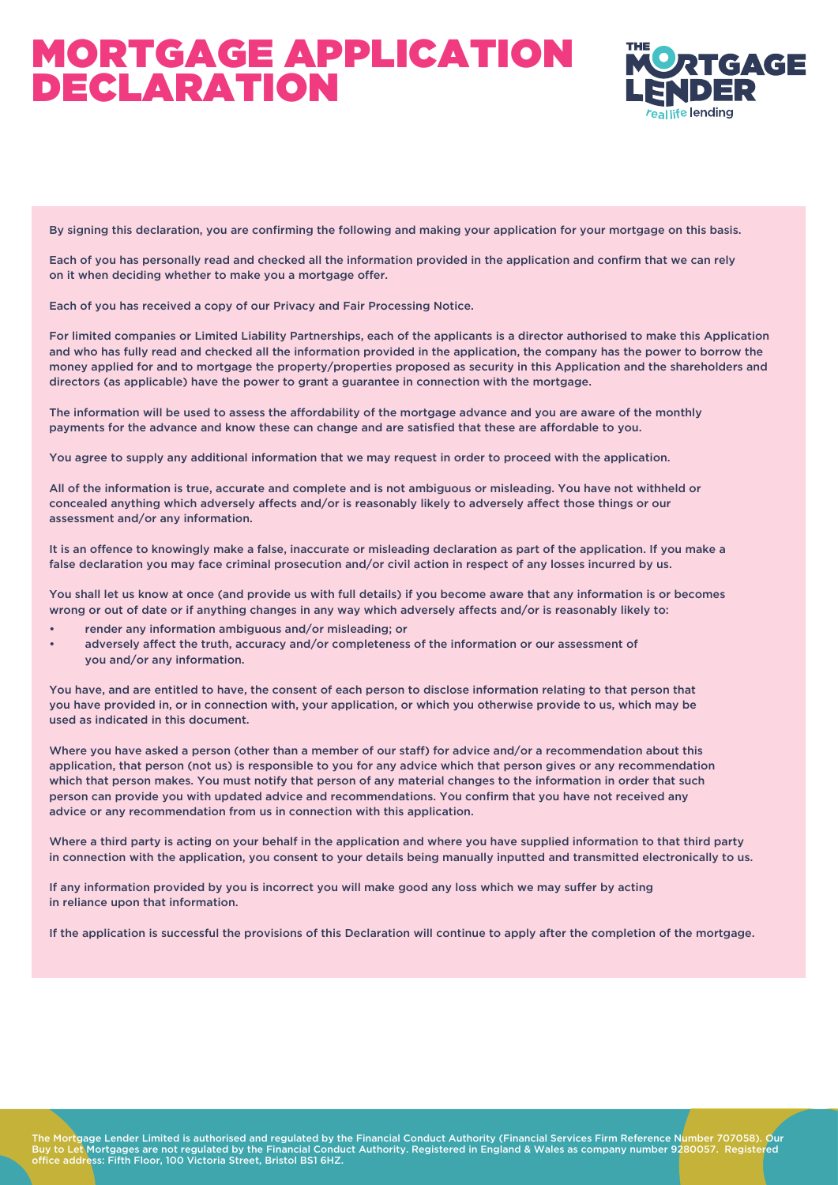# MORTGAGE APPLICATION DECLARATION

By signing this declaration, you are confirming the following and making your application for your mortgage on this basis.

Each of you has personally read and checked all the information provided in the application and confirm that we can rely on it when deciding whether to make you a mortgage offer.

Each of you has received a copy of our Privacy and Fair Processing Notice.

For limited companies or Limited Liability Partnerships, each of the applicants is a director authorised to make this Application and who has fully read and checked all the information provided in the application, the company has the power to borrow the money applied for and to mortgage the property/properties proposed as security in this Application and the shareholders and directors (as applicable) have the power to grant a guarantee in connection with the mortgage.

The information will be used to assess the affordability of the mortgage advance and you are aware of the monthly payments for the advance and know these can change and are satisfied that these are affordable to you.

You agree to supply any additional information that we may request in order to proceed with the application.

All of the information is true, accurate and complete and is not ambiguous or misleading. You have not withheld or concealed anything which adversely affects and/or is reasonably likely to adversely affect those things or our assessment and/or any information.

It is an offence to knowingly make a false, inaccurate or misleading declaration as part of the application. If you make a false declaration you may face criminal prosecution and/or civil action in respect of any losses incurred by us.

You shall let us know at once (and provide us with full details) if you become aware that any information is or becomes wrong or out of date or if anything changes in any way which adversely affects and/or is reasonably likely to:

- render any information ambiguous and/or misleading; or
- adversely affect the truth, accuracy and/or completeness of the information or our assessment of you and/or any information.

You have, and are entitled to have, the consent of each person to disclose information relating to that person that you have provided in, or in connection with, your application, or which you otherwise provide to us, which may be used as indicated in this document.

Where you have asked a person (other than a member of our staff) for advice and/or a recommendation about this application, that person (not us) is responsible to you for any advice which that person gives or any recommendation which that person makes. You must notify that person of any material changes to the information in order that such person can provide you with updated advice and recommendations. You confirm that you have not received any advice or any recommendation from us in connection with this application.

Where a third party is acting on your behalf in the application and where you have supplied information to that third party in connection with the application, you consent to your details being manually inputted and transmitted electronically to us.

If any information provided by you is incorrect you will make good any loss which we may suffer by acting in reliance upon that information.

If the application is successful the provisions of this Declaration will continue to apply after the completion of the mortgage.

The Mortgage Lender Limited is authorised and regulated by the Financial Conduct Authority (Financial Services Firm Reference Number 707058). Our Buy to Let Mortgages are not regulated by the Financial Conduct Authority. Registered in England & Wales as company number 9280057. Registered office address: Fifth Floor, 100 Victoria Street, Bristol BS1 6HZ.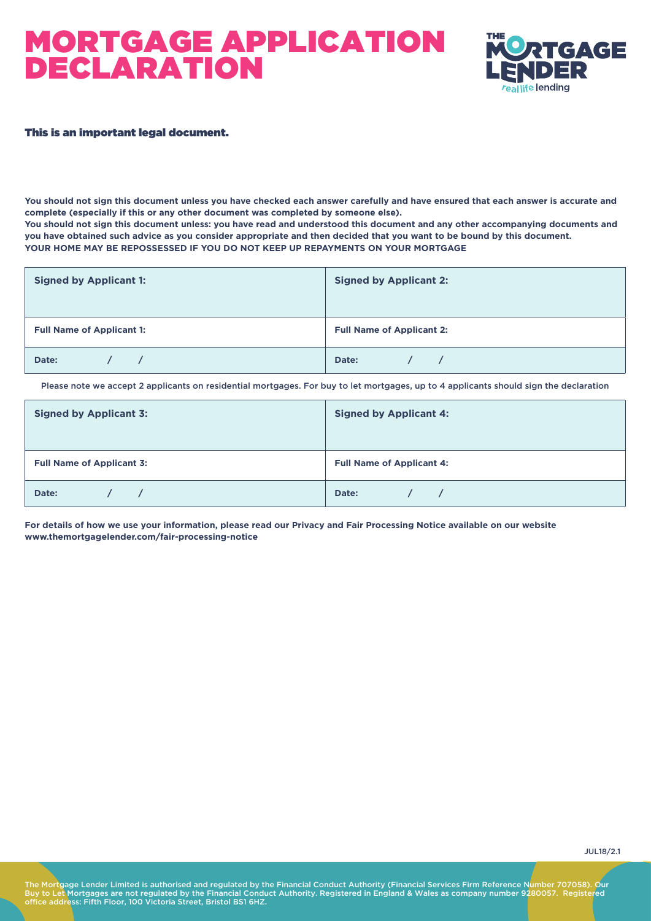# MORTGAGE APPLICATION DECLARATION

THE MORTGAGE LENDER
real life lending

**This is an important legal document.**

**You should not sign this document unless you have checked each answer carefully and have ensured that each answer is accurate and complete (especially if this or any other document was completed by someone else).**
**You should not sign this document unless: you have read and understood this document and any other accompanying documents and you have obtained such advice as you consider appropriate and then decided that you want to be bound by this document.**
**YOUR HOME MAY BE REPOSSESSED IF YOU DO NOT KEEP UP REPAYMENTS ON YOUR MORTGAGE**

| | |
|---|---|
| **Signed by Applicant 1:** | **Signed by Applicant 2:** |
| **Full Name of Applicant 1:** | **Full Name of Applicant 2:** |
| **Date:** / / | **Date:** / / |

Please note we accept 2 applicants on residential mortgages. For buy to let mortgages, up to 4 applicants should sign the declaration

| | |
|---|---|
| **Signed by Applicant 3:** | **Signed by Applicant 4:** |
| **Full Name of Applicant 3:** | **Full Name of Applicant 4:** |
| **Date:** / / | **Date:** / / |

**For details of how we use your information, please read our Privacy and Fair Processing Notice available on our website www.themortgagelender.com/fair-processing-notice**

JUL18/2.1

The Mortgage Lender Limited is authorised and regulated by the Financial Conduct Authority (Financial Services Firm Reference Number 707058). Our Buy to Let Mortgages are not regulated by the Financial Conduct Authority. Registered in England & Wales as company number 9280057. Registered office address: Fifth Floor, 100 Victoria Street, Bristol BS1 6HZ.